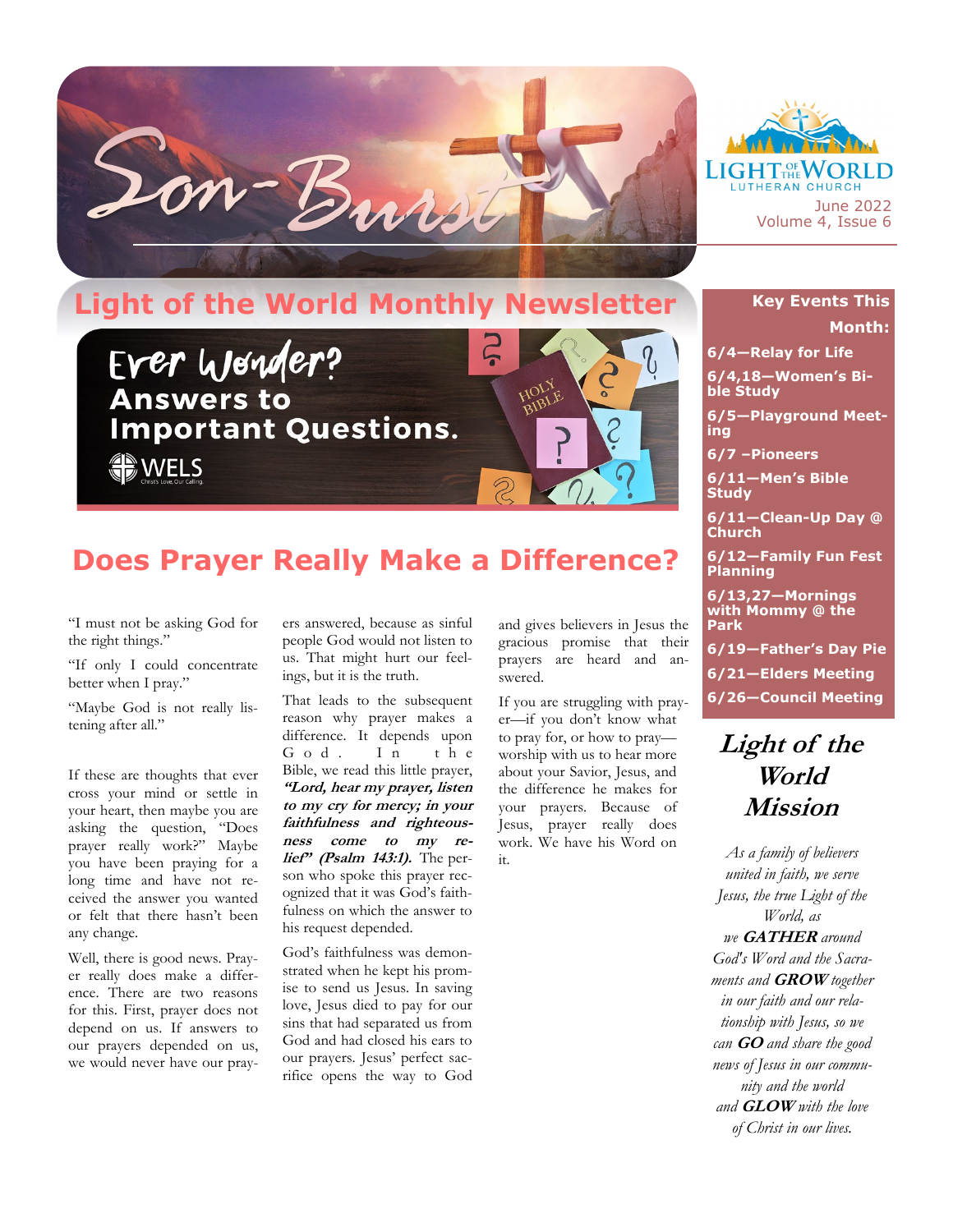# Son-Burst

Light of the World Lutheran Church

June 2022
Volume 4, Issue 6

## Light of the World Monthly Newsletter

Ever Wonder? Answers to Important Questions.

WELS

## Does Prayer Really Make a Difference?

"I must not be asking God for the right things."

"If only I could concentrate better when I pray."

"Maybe God is not really listening after all."

If these are thoughts that ever cross your mind or settle in your heart, then maybe you are asking the question, "Does prayer really work?" Maybe you have been praying for a long time and have not received the answer you wanted or felt that there hasn't been any change.

Well, there is good news. Prayer really does make a difference. There are two reasons for this. First, prayer does not depend on us. If answers to our prayers depended on us, we would never have our prayers answered, because as sinful people God would not listen to us. That might hurt our feelings, but it is the truth.

That leads to the subsequent reason why prayer makes a difference. It depends upon God. In the Bible, we read this little prayer, ***"Lord, hear my prayer, listen to my cry for mercy; in your faithfulness and righteousness come to my relief" (Psalm 143:1).*** The person who spoke this prayer recognized that it was God's faithfulness on which the answer to his request depended.

God's faithfulness was demonstrated when he kept his promise to send us Jesus. In saving love, Jesus died to pay for our sins that had separated us from God and had closed his ears to our prayers. Jesus' perfect sacrifice opens the way to God and gives believers in Jesus the gracious promise that their prayers are heard and answered.

If you are struggling with prayer—if you don't know what to pray for, or how to pray—worship with us to hear more about your Savior, Jesus, and the difference he makes for your prayers. Because of Jesus, prayer really does work. We have his Word on it.

### Key Events This Month:

- **6/4—Relay for Life**
- **6/4,18—Women's Bible Study**
- **6/5—Playground Meeting**
- **6/7 –Pioneers**
- **6/11—Men's Bible Study**
- **6/11—Clean-Up Day @ Church**
- **6/12—Family Fun Fest Planning**
- **6/13,27—Mornings with Mommy @ the Park**
- **6/19—Father's Day Pie**
- **6/21—Elders Meeting**
- **6/26—Council Meeting**

### *Light of the World Mission*

*As a family of believers united in faith, we serve Jesus, the true Light of the World, as we **GATHER** around God's Word and the Sacraments and **GROW** together in our faith and our relationship with Jesus, so we can **GO** and share the good news of Jesus in our community and the world and **GLOW** with the love of Christ in our lives.*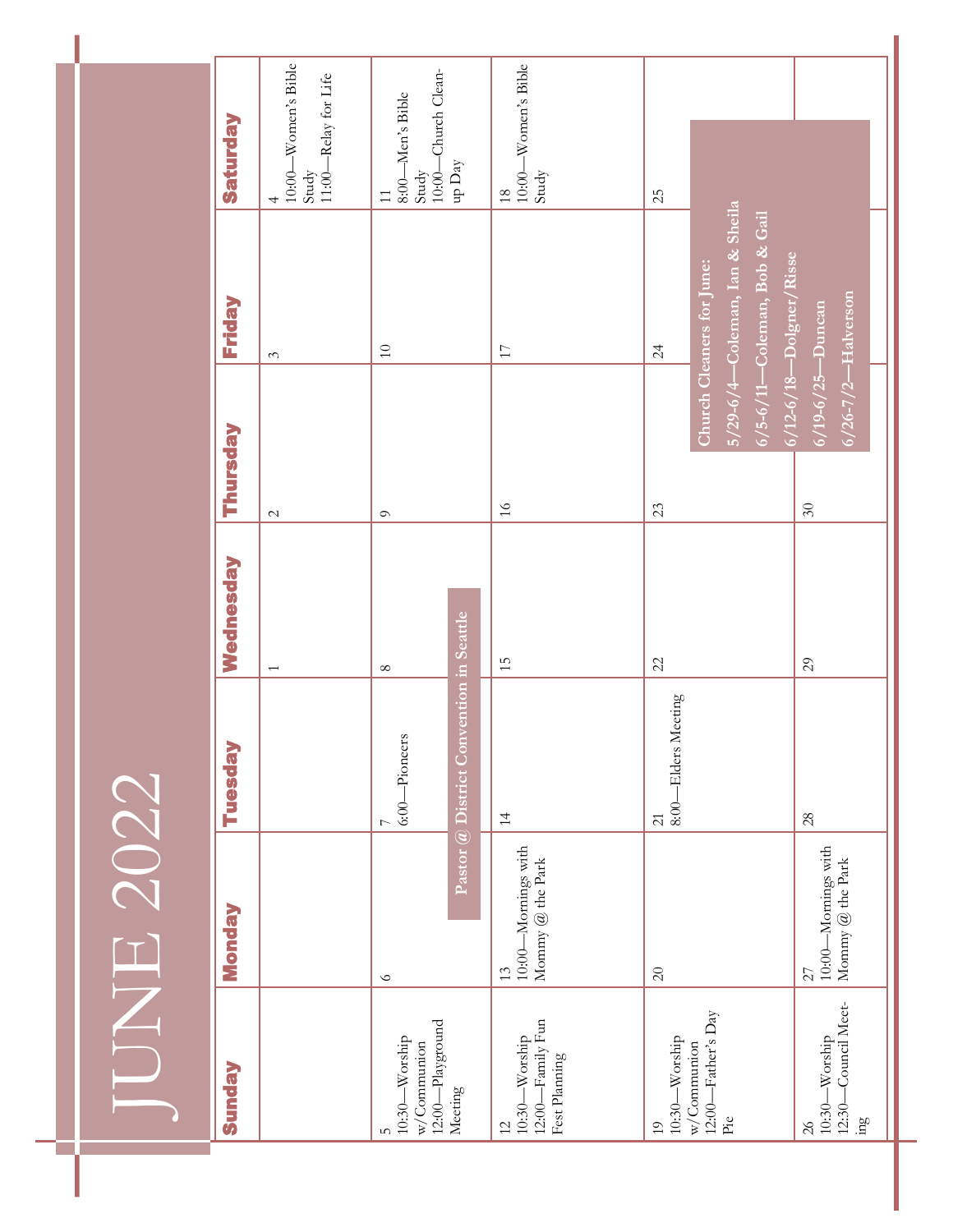# JUNE 2022

| Sunday | Monday | Tuesday | Wednesday | Thursday | Friday | Saturday |
|---|---|---|---|---|---|---|
| | | | 1 | 2 | 3 | 4<br>10:00—Women's Bible Study<br>11:00—Relay for Life |
| 5<br>10:30—Worship w/Communion<br>12:00—Playground Meeting | 6 | 7<br>6:00—Pioneers | 8 | 9 | 10 | 11<br>8:00—Men's Bible Study<br>10:00—Church Clean-up Day |
| 12<br>10:30—Worship<br>12:00—Family Fun Fest Planning | 13<br>10:00—Mornings with Mommy @ the Park | 14 | 15 | 16 | 17 | 18<br>10:00—Women's Bible Study |
| 19<br>10:30—Worship w/Communion<br>12:00—Father's Day Pie | 20 | 21<br>8:00—Elders Meeting | 22 | 23 | 24 | 25 |
| 26<br>10:30—Worship<br>12:30—Council Meeting | 27<br>10:00—Mornings with Mommy @ the Park | 28 | 29 | 30 | | |

**Pastor @ District Convention in Seattle**

**Church Cleaners for June:**
- 5/29-6/4—Coleman, Ian & Sheila
- 6/5-6/11—Coleman, Bob & Gail
- 6/12-6/18—Dolgner/Risse
- 6/19-6/25—Duncan
- 6/26-7/2—Halverson